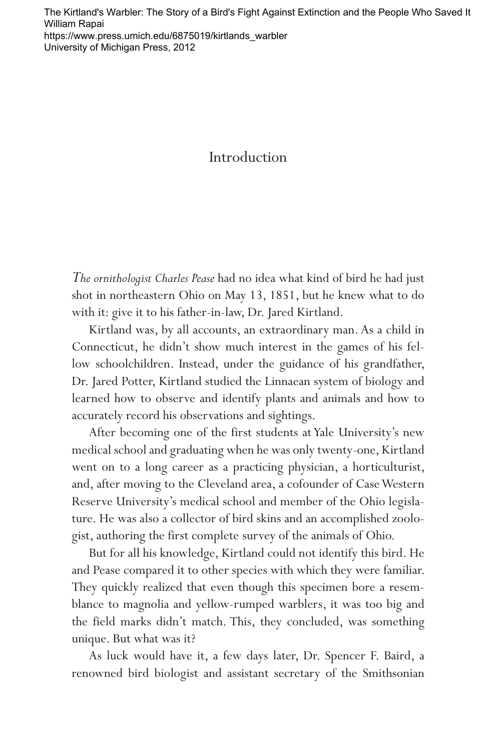# Introduction

*The ornithologist Charles Pease* had no idea what kind of bird he had just shot in northeastern Ohio on May 13, 1851, but he knew what to do with it: give it to his father-in-law, Dr. Jared Kirtland.

Kirtland was, by all accounts, an extraordinary man. As a child in Connecticut, he didn't show much interest in the games of his fellow schoolchildren. Instead, under the guidance of his grandfather, Dr. Jared Potter, Kirtland studied the Linnaean system of biology and learned how to observe and identify plants and animals and how to accurately record his observations and sightings.

After becoming one of the first students at Yale University's new medical school and graduating when he was only twenty-one, Kirtland went on to a long career as a practicing physician, a horticulturist, and, after moving to the Cleveland area, a cofounder of Case Western Reserve University's medical school and member of the Ohio legislature. He was also a collector of bird skins and an accomplished zoologist, authoring the first complete survey of the animals of Ohio.

But for all his knowledge, Kirtland could not identify this bird. He and Pease compared it to other species with which they were familiar. They quickly realized that even though this specimen bore a resemblance to magnolia and yellow-rumped warblers, it was too big and the field marks didn't match. This, they concluded, was something unique. But what was it?

As luck would have it, a few days later, Dr. Spencer F. Baird, a renowned bird biologist and assistant secretary of the Smithsonian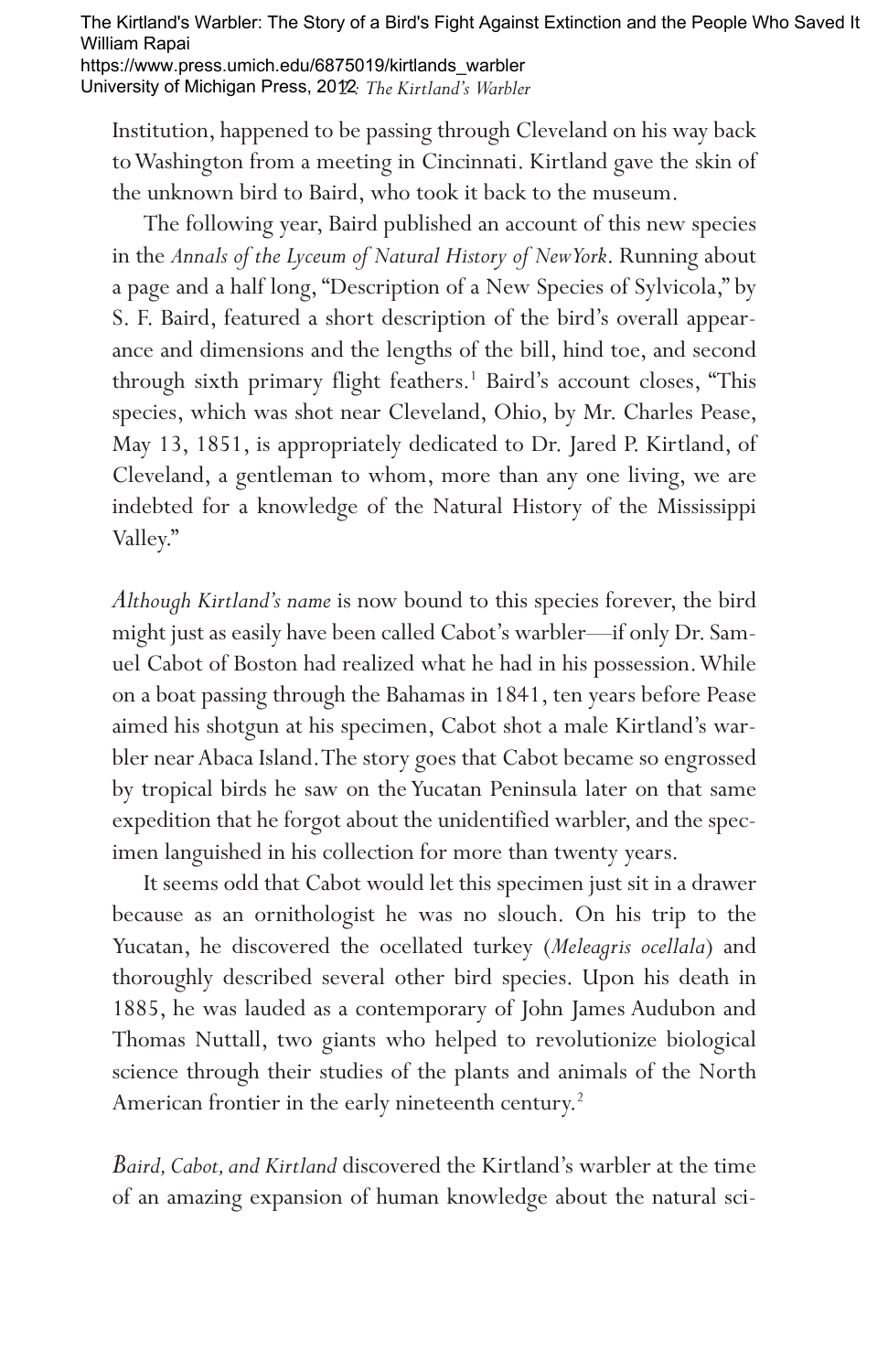Institution, happened to be passing through Cleveland on his way back to Washington from a meeting in Cincinnati. Kirtland gave the skin of the unknown bird to Baird, who took it back to the museum.

The following year, Baird published an account of this new species in the *Annals of the Lyceum of Natural History of New York*. Running about a page and a half long, "Description of a New Species of Sylvicola," by S. F. Baird, featured a short description of the bird's overall appearance and dimensions and the lengths of the bill, hind toe, and second through sixth primary flight feathers.[1] Baird's account closes, "This species, which was shot near Cleveland, Ohio, by Mr. Charles Pease, May 13, 1851, is appropriately dedicated to Dr. Jared P. Kirtland, of Cleveland, a gentleman to whom, more than any one living, we are indebted for a knowledge of the Natural History of the Mississippi Valley."

*Although Kirtland's name* is now bound to this species forever, the bird might just as easily have been called Cabot's warbler—if only Dr. Samuel Cabot of Boston had realized what he had in his possession. While on a boat passing through the Bahamas in 1841, ten years before Pease aimed his shotgun at his specimen, Cabot shot a male Kirtland's warbler near Abaca Island. The story goes that Cabot became so engrossed by tropical birds he saw on the Yucatan Peninsula later on that same expedition that he forgot about the unidentified warbler, and the specimen languished in his collection for more than twenty years.

It seems odd that Cabot would let this specimen just sit in a drawer because as an ornithologist he was no slouch. On his trip to the Yucatan, he discovered the ocellated turkey (*Meleagris ocellala*) and thoroughly described several other bird species. Upon his death in 1885, he was lauded as a contemporary of John James Audubon and Thomas Nuttall, two giants who helped to revolutionize biological science through their studies of the plants and animals of the North American frontier in the early nineteenth century.[2]

*Baird, Cabot, and Kirtland* discovered the Kirtland's warbler at the time of an amazing expansion of human knowledge about the natural sci-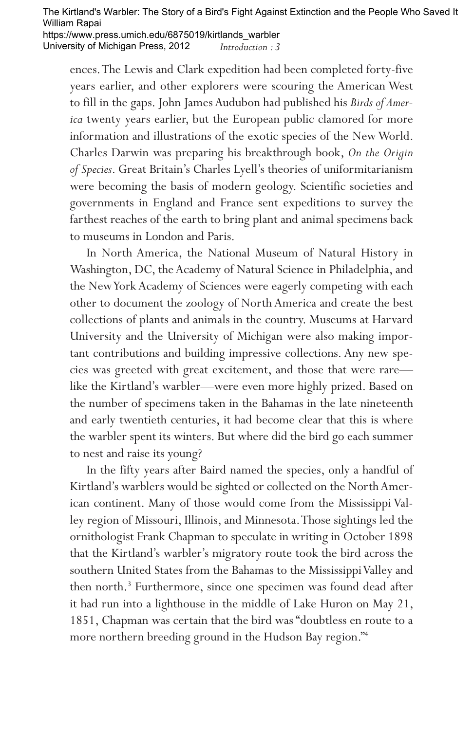ences. The Lewis and Clark expedition had been completed forty-five years earlier, and other explorers were scouring the American West to fill in the gaps. John James Audubon had published his *Birds of America* twenty years earlier, but the European public clamored for more information and illustrations of the exotic species of the New World. Charles Darwin was preparing his breakthrough book, *On the Origin of Species*. Great Britain's Charles Lyell's theories of uniformitarianism were becoming the basis of modern geology. Scientific societies and governments in England and France sent expeditions to survey the farthest reaches of the earth to bring plant and animal specimens back to museums in London and Paris.

In North America, the National Museum of Natural History in Washington, DC, the Academy of Natural Science in Philadelphia, and the New York Academy of Sciences were eagerly competing with each other to document the zoology of North America and create the best collections of plants and animals in the country. Museums at Harvard University and the University of Michigan were also making important contributions and building impressive collections. Any new species was greeted with great excitement, and those that were rare—like the Kirtland's warbler—were even more highly prized. Based on the number of specimens taken in the Bahamas in the late nineteenth and early twentieth centuries, it had become clear that this is where the warbler spent its winters. But where did the bird go each summer to nest and raise its young?

In the fifty years after Baird named the species, only a handful of Kirtland's warblers would be sighted or collected on the North American continent. Many of those would come from the Mississippi Valley region of Missouri, Illinois, and Minnesota. Those sightings led the ornithologist Frank Chapman to speculate in writing in October 1898 that the Kirtland's warbler's migratory route took the bird across the southern United States from the Bahamas to the Mississippi Valley and then north.[3] Furthermore, since one specimen was found dead after it had run into a lighthouse in the middle of Lake Huron on May 21, 1851, Chapman was certain that the bird was "doubtless en route to a more northern breeding ground in the Hudson Bay region."[4]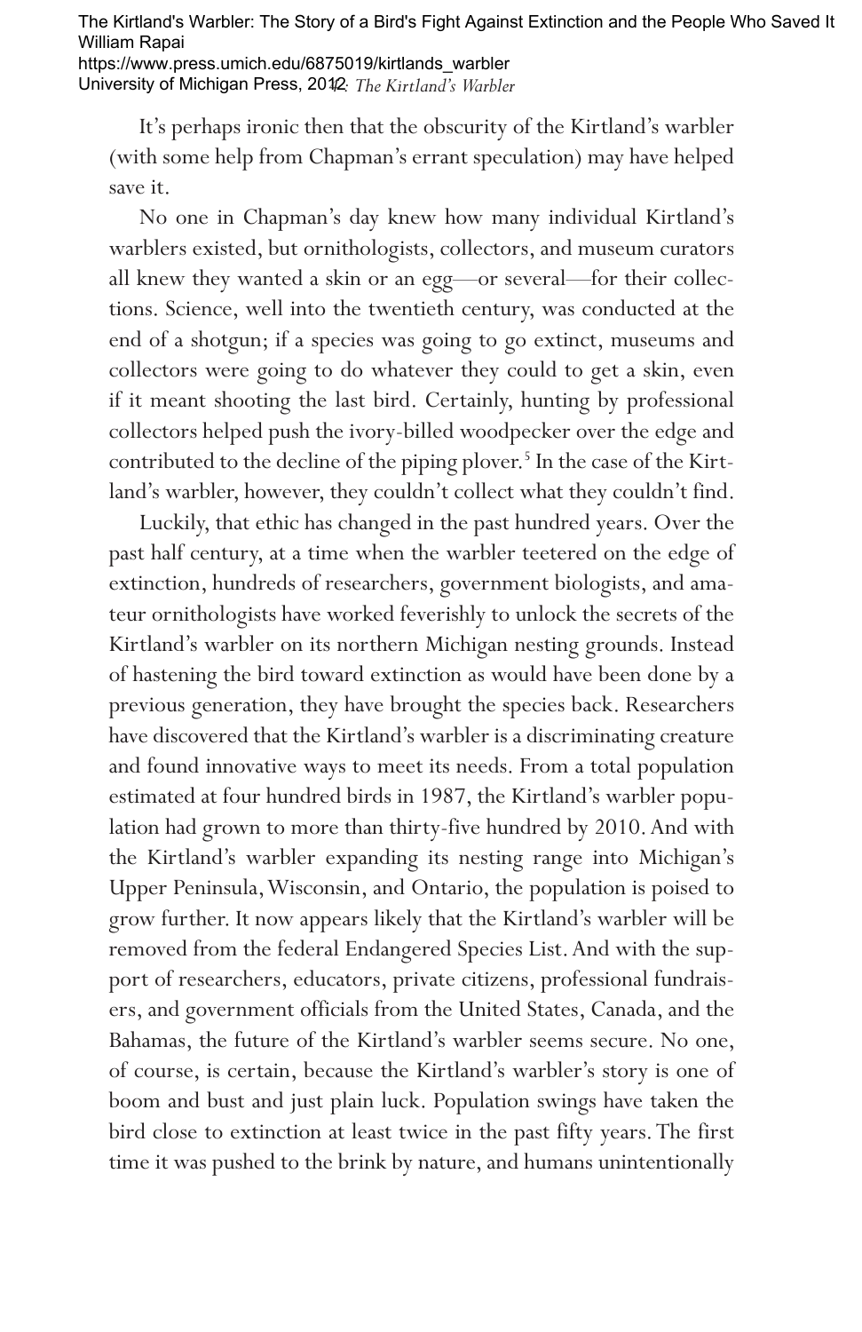It's perhaps ironic then that the obscurity of the Kirtland's warbler (with some help from Chapman's errant speculation) may have helped save it.

No one in Chapman's day knew how many individual Kirtland's warblers existed, but ornithologists, collectors, and museum curators all knew they wanted a skin or an egg—or several—for their collections. Science, well into the twentieth century, was conducted at the end of a shotgun; if a species was going to go extinct, museums and collectors were going to do whatever they could to get a skin, even if it meant shooting the last bird. Certainly, hunting by professional collectors helped push the ivory-billed woodpecker over the edge and contributed to the decline of the piping plover.[5] In the case of the Kirtland's warbler, however, they couldn't collect what they couldn't find.

Luckily, that ethic has changed in the past hundred years. Over the past half century, at a time when the warbler teetered on the edge of extinction, hundreds of researchers, government biologists, and amateur ornithologists have worked feverishly to unlock the secrets of the Kirtland's warbler on its northern Michigan nesting grounds. Instead of hastening the bird toward extinction as would have been done by a previous generation, they have brought the species back. Researchers have discovered that the Kirtland's warbler is a discriminating creature and found innovative ways to meet its needs. From a total population estimated at four hundred birds in 1987, the Kirtland's warbler population had grown to more than thirty-five hundred by 2010. And with the Kirtland's warbler expanding its nesting range into Michigan's Upper Peninsula, Wisconsin, and Ontario, the population is poised to grow further. It now appears likely that the Kirtland's warbler will be removed from the federal Endangered Species List. And with the support of researchers, educators, private citizens, professional fundraisers, and government officials from the United States, Canada, and the Bahamas, the future of the Kirtland's warbler seems secure. No one, of course, is certain, because the Kirtland's warbler's story is one of boom and bust and just plain luck. Population swings have taken the bird close to extinction at least twice in the past fifty years. The first time it was pushed to the brink by nature, and humans unintentionally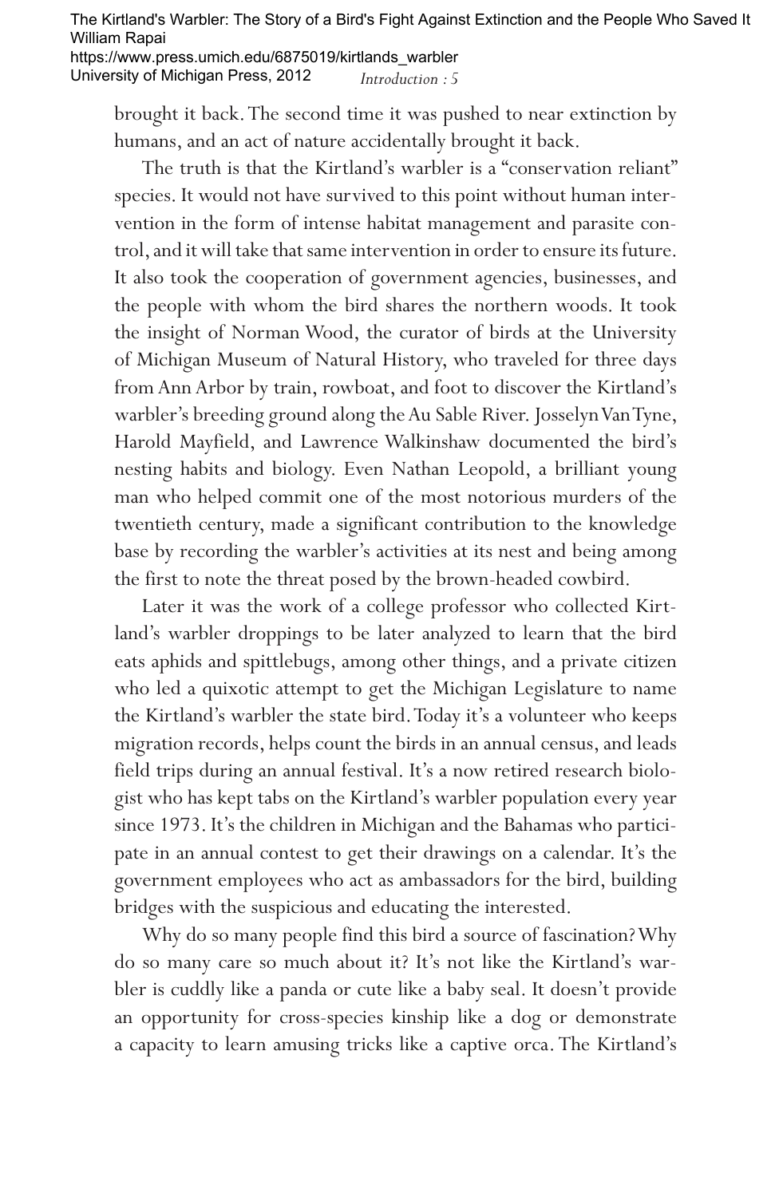brought it back. The second time it was pushed to near extinction by humans, and an act of nature accidentally brought it back.

The truth is that the Kirtland's warbler is a "conservation reliant" species. It would not have survived to this point without human intervention in the form of intense habitat management and parasite control, and it will take that same intervention in order to ensure its future. It also took the cooperation of government agencies, businesses, and the people with whom the bird shares the northern woods. It took the insight of Norman Wood, the curator of birds at the University of Michigan Museum of Natural History, who traveled for three days from Ann Arbor by train, rowboat, and foot to discover the Kirtland's warbler's breeding ground along the Au Sable River. Josselyn Van Tyne, Harold Mayfield, and Lawrence Walkinshaw documented the bird's nesting habits and biology. Even Nathan Leopold, a brilliant young man who helped commit one of the most notorious murders of the twentieth century, made a significant contribution to the knowledge base by recording the warbler's activities at its nest and being among the first to note the threat posed by the brown-headed cowbird.

Later it was the work of a college professor who collected Kirtland's warbler droppings to be later analyzed to learn that the bird eats aphids and spittlebugs, among other things, and a private citizen who led a quixotic attempt to get the Michigan Legislature to name the Kirtland's warbler the state bird. Today it's a volunteer who keeps migration records, helps count the birds in an annual census, and leads field trips during an annual festival. It's a now retired research biologist who has kept tabs on the Kirtland's warbler population every year since 1973. It's the children in Michigan and the Bahamas who participate in an annual contest to get their drawings on a calendar. It's the government employees who act as ambassadors for the bird, building bridges with the suspicious and educating the interested.

Why do so many people find this bird a source of fascination? Why do so many care so much about it? It's not like the Kirtland's warbler is cuddly like a panda or cute like a baby seal. It doesn't provide an opportunity for cross-species kinship like a dog or demonstrate a capacity to learn amusing tricks like a captive orca. The Kirtland's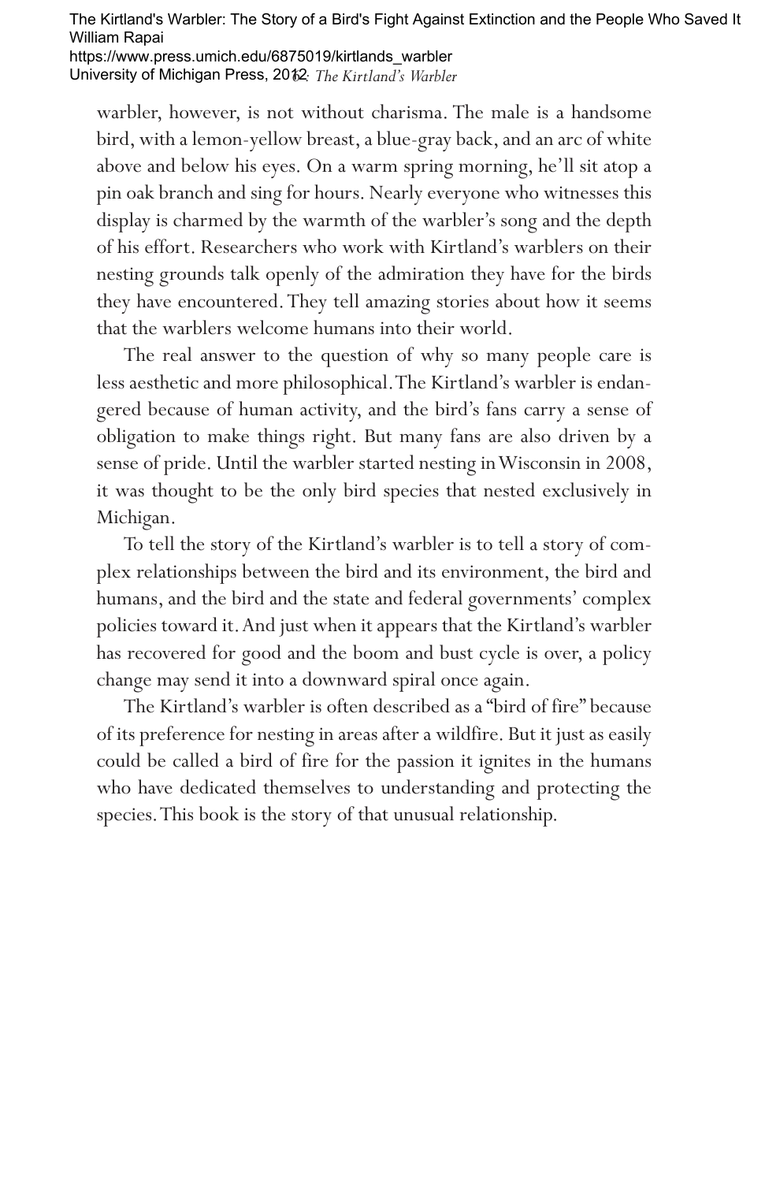warbler, however, is not without charisma. The male is a handsome bird, with a lemon-yellow breast, a blue-gray back, and an arc of white above and below his eyes. On a warm spring morning, he'll sit atop a pin oak branch and sing for hours. Nearly everyone who witnesses this display is charmed by the warmth of the warbler's song and the depth of his effort. Researchers who work with Kirtland's warblers on their nesting grounds talk openly of the admiration they have for the birds they have encountered. They tell amazing stories about how it seems that the warblers welcome humans into their world.

The real answer to the question of why so many people care is less aesthetic and more philosophical. The Kirtland's warbler is endangered because of human activity, and the bird's fans carry a sense of obligation to make things right. But many fans are also driven by a sense of pride. Until the warbler started nesting in Wisconsin in 2008, it was thought to be the only bird species that nested exclusively in Michigan.

To tell the story of the Kirtland's warbler is to tell a story of complex relationships between the bird and its environment, the bird and humans, and the bird and the state and federal governments' complex policies toward it. And just when it appears that the Kirtland's warbler has recovered for good and the boom and bust cycle is over, a policy change may send it into a downward spiral once again.

The Kirtland's warbler is often described as a "bird of fire" because of its preference for nesting in areas after a wildfire. But it just as easily could be called a bird of fire for the passion it ignites in the humans who have dedicated themselves to understanding and protecting the species. This book is the story of that unusual relationship.